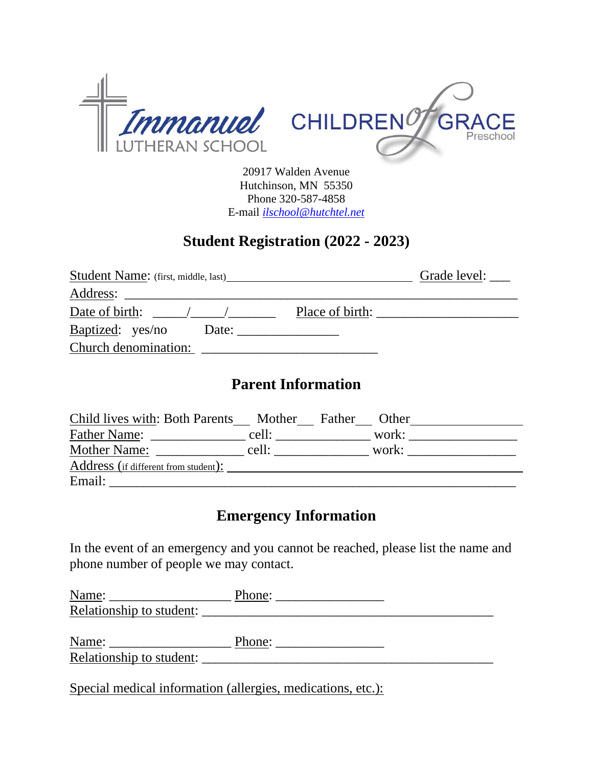Immanuel LUTHERAN SCHOOL

CHILDREN of GRACE Preschool

20917 Walden Avenue
Hutchinson, MN 55350
Phone 320-587-4858
E-mail *ilschool@hutchtel.net*

## Student Registration (2022 - 2023)

Student Name: (first, middle, last)______________________________ Grade level: ___

Address: _____________________________________________________________

Date of birth: _____/_____/_______ Place of birth: _____________________

Baptized: yes/no Date: _______________

Church denomination: _________________________

## Parent Information

Child lives with: Both Parents___ Mother___ Father___ Other________________

Father Name: ______________ cell: ______________ work: ________________

Mother Name: _____________ cell: ______________ work: ________________

Address (if different from student): _____________________________________

Email: _____________________________________________________________

## Emergency Information

In the event of an emergency and you cannot be reached, please list the name and phone number of people we may contact.

Name: __________________ Phone: ________________

Relationship to student: ____________________________________________

Name: __________________ Phone: ________________

Relationship to student: ____________________________________________

Special medical information (allergies, medications, etc.):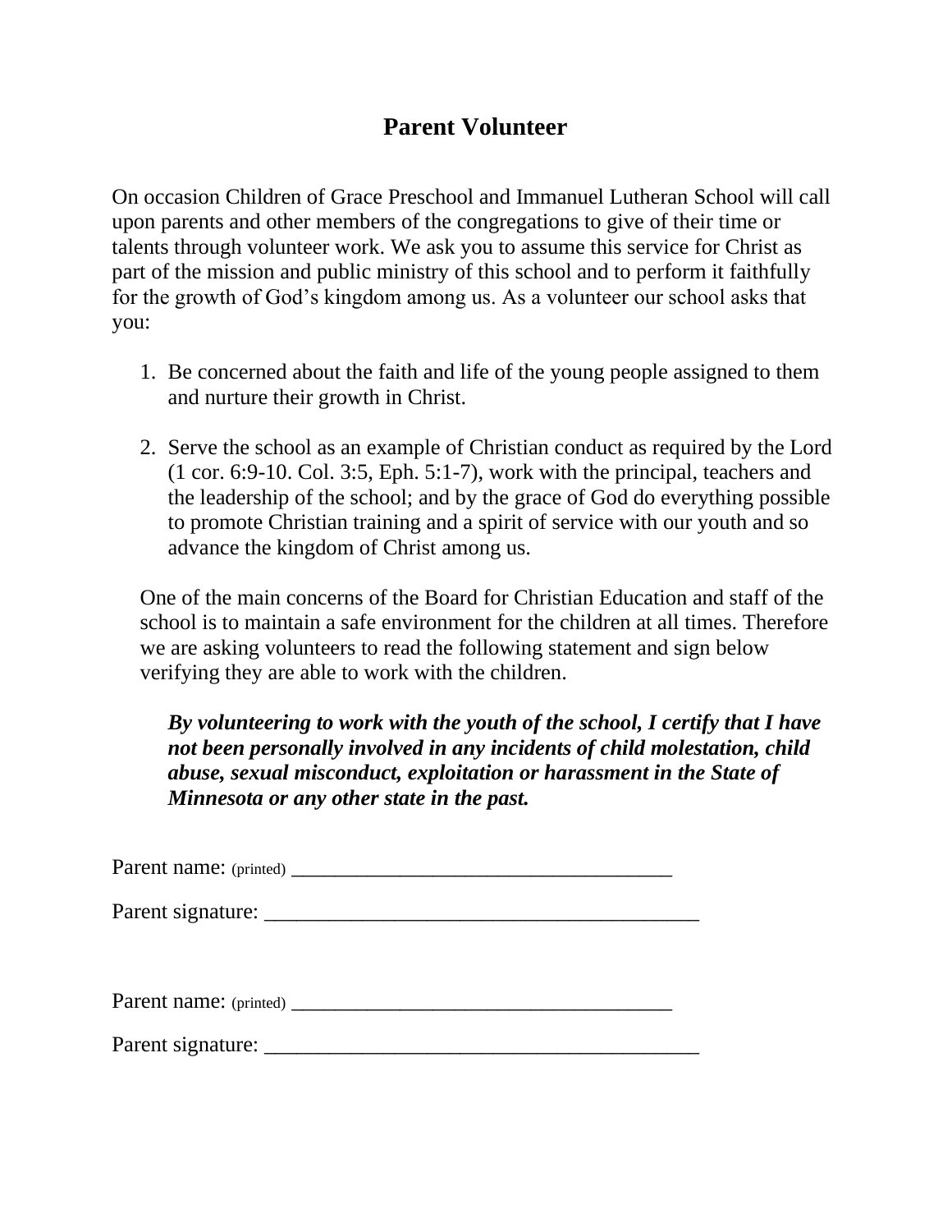# Parent Volunteer

On occasion Children of Grace Preschool and Immanuel Lutheran School will call upon parents and other members of the congregations to give of their time or talents through volunteer work. We ask you to assume this service for Christ as part of the mission and public ministry of this school and to perform it faithfully for the growth of God's kingdom among us. As a volunteer our school asks that you:

1. Be concerned about the faith and life of the young people assigned to them and nurture their growth in Christ.

2. Serve the school as an example of Christian conduct as required by the Lord (1 cor. 6:9-10. Col. 3:5, Eph. 5:1-7), work with the principal, teachers and the leadership of the school; and by the grace of God do everything possible to promote Christian training and a spirit of service with our youth and so advance the kingdom of Christ among us.

One of the main concerns of the Board for Christian Education and staff of the school is to maintain a safe environment for the children at all times. Therefore we are asking volunteers to read the following statement and sign below verifying they are able to work with the children.

***By volunteering to work with the youth of the school, I certify that I have not been personally involved in any incidents of child molestation, child abuse, sexual misconduct, exploitation or harassment in the State of Minnesota or any other state in the past.***

Parent name: (printed) ____________________________________

Parent signature: _________________________________________

Parent name: (printed) ____________________________________

Parent signature: _________________________________________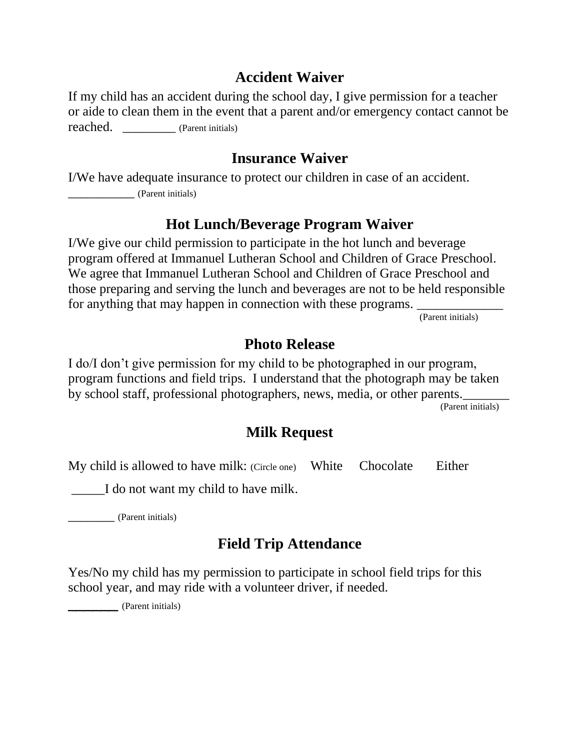## Accident Waiver

If my child has an accident during the school day, I give permission for a teacher or aide to clean them in the event that a parent and/or emergency contact cannot be reached. ________ (Parent initials)

## Insurance Waiver

I/We have adequate insurance to protect our children in case of an accident.
___________ (Parent initials)

## Hot Lunch/Beverage Program Waiver

I/We give our child permission to participate in the hot lunch and beverage program offered at Immanuel Lutheran School and Children of Grace Preschool. We agree that Immanuel Lutheran School and Children of Grace Preschool and those preparing and serving the lunch and beverages are not to be held responsible for anything that may happen in connection with these programs. _____________
(Parent initials)

## Photo Release

I do/I don't give permission for my child to be photographed in our program, program functions and field trips. I understand that the photograph may be taken by school staff, professional photographers, news, media, or other parents._______
(Parent initials)

## Milk Request

My child is allowed to have milk: (Circle one) White Chocolate Either

_____I do not want my child to have milk.

________ (Parent initials)

## Field Trip Attendance

Yes/No my child has my permission to participate in school field trips for this school year, and may ride with a volunteer driver, if needed.

________ (Parent initials)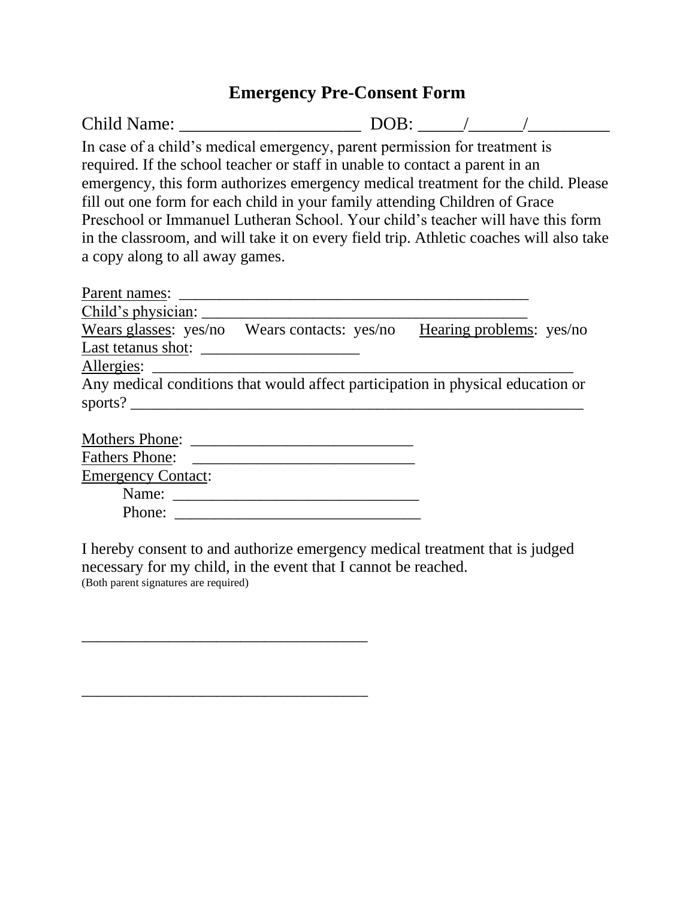# Emergency Pre-Consent Form

Child Name: ____________________ DOB: _____/______/_________

In case of a child's medical emergency, parent permission for treatment is required. If the school teacher or staff in unable to contact a parent in an emergency, this form authorizes emergency medical treatment for the child. Please fill out one form for each child in your family attending Children of Grace Preschool or Immanuel Lutheran School. Your child's teacher will have this form in the classroom, and will take it on every field trip. Athletic coaches will also take a copy along to all away games.

<u>Parent names</u>: ____________________________________________

<u>Child's physician</u>: _________________________________________

<u>Wears glasses</u>: yes/no Wears contacts: yes/no <u>Hearing problems</u>: yes/no

<u>Last tetanus shot</u>: ____________________

<u>Allergies</u>: _____________________________________________________

Any medical conditions that would affect participation in physical education or sports? __________________________________________________________

<u>Mothers Phone</u>: ____________________________

<u>Fathers Phone</u>: ____________________________

<u>Emergency Contact</u>:

Name: _______________________________

Phone: _______________________________

I hereby consent to and authorize emergency medical treatment that is judged necessary for my child, in the event that I cannot be reached.
(Both parent signatures are required)

____________________________________

____________________________________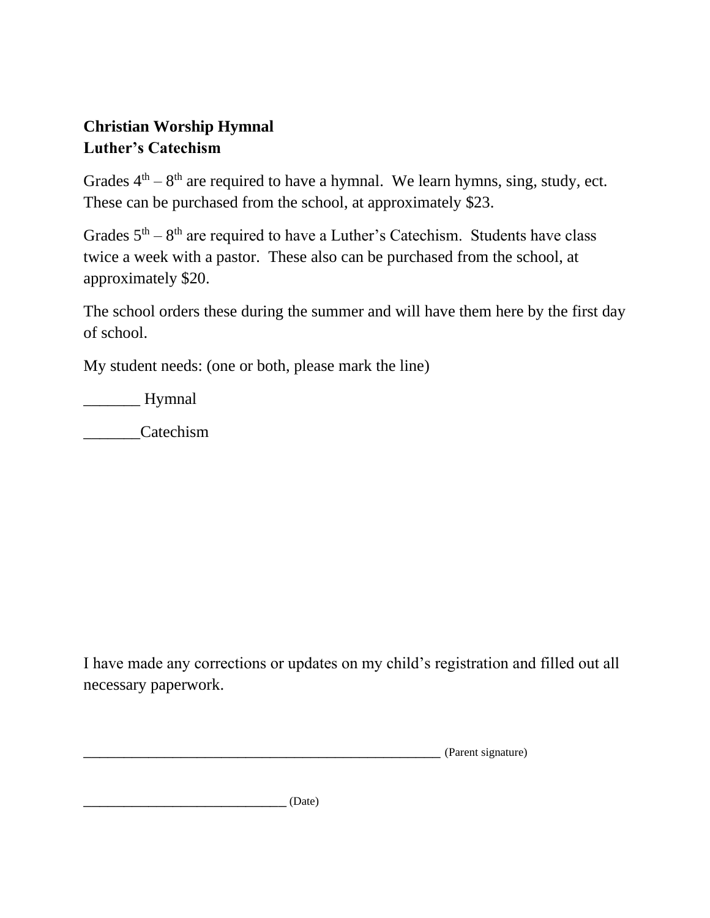**Christian Worship Hymnal**
**Luther's Catechism**

Grades 4th – 8th are required to have a hymnal. We learn hymns, sing, study, ect. These can be purchased from the school, at approximately $23.

Grades 5th – 8th are required to have a Luther's Catechism. Students have class twice a week with a pastor. These also can be purchased from the school, at approximately $20.

The school orders these during the summer and will have them here by the first day of school.

My student needs: (one or both, please mark the line)

_______ Hymnal

_______Catechism

I have made any corrections or updates on my child's registration and filled out all necessary paperwork.

_____________________________________________________ (Parent signature)

______________________________ (Date)